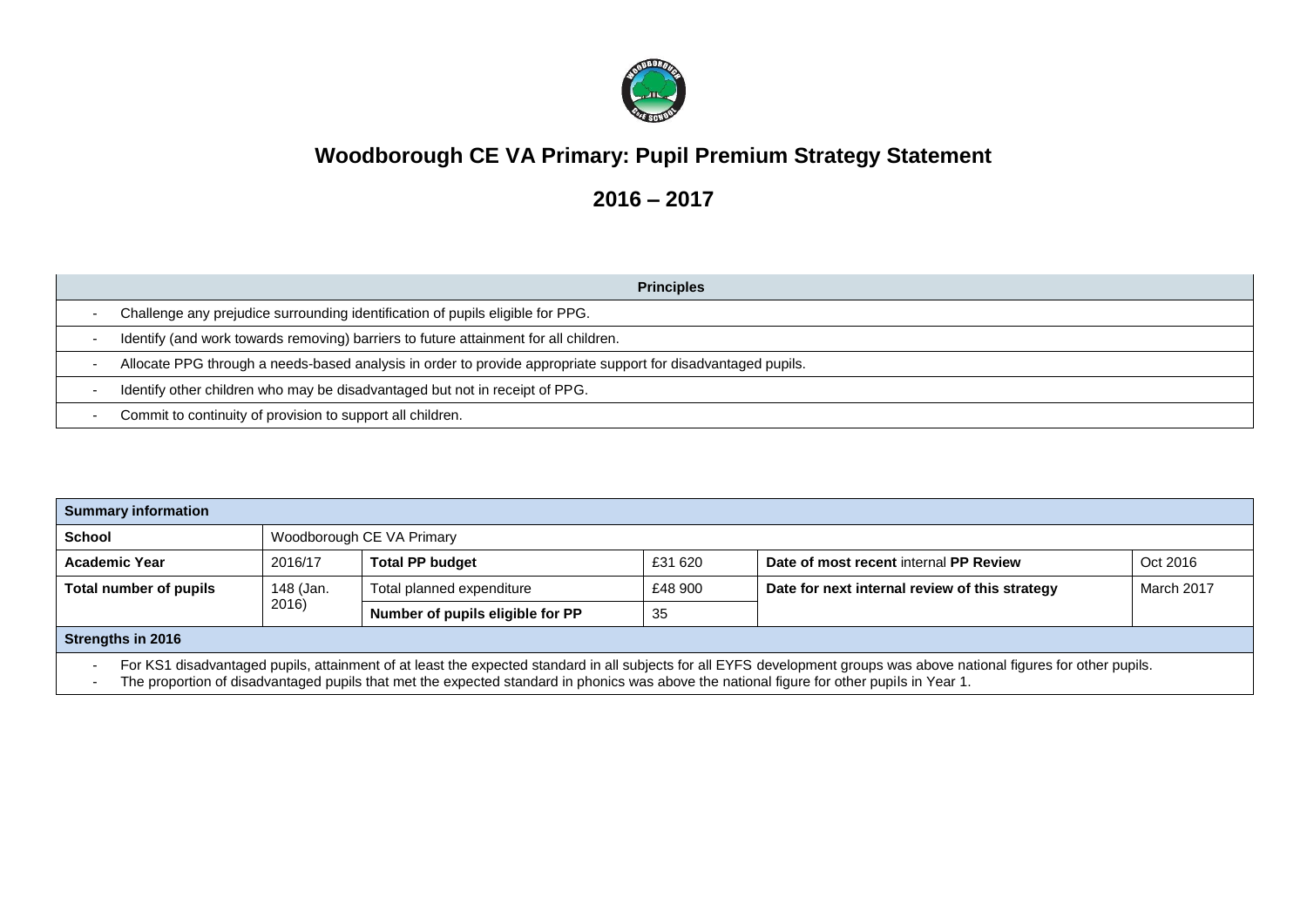# Woodborough CE VA Primary: Pupil Premium Strategy Statement

## 2016 – 2017

| Principles |
|---|
| - Challenge any prejudice surrounding identification of pupils eligible for PPG. |
| - Identify (and work towards removing) barriers to future attainment for all children. |
| - Allocate PPG through a needs-based analysis in order to provide appropriate support for disadvantaged pupils. |
| - Identify other children who may be disadvantaged but not in receipt of PPG. |
| - Commit to continuity of provision to support all children. |

| **Summary information** | | | | | |
|---|---|---|---|---|---|
| **School** | Woodborough CE VA Primary | | | | |
| **Academic Year** | 2016/17 | **Total PP budget** | £31 620 | **Date of most recent** internal **PP Review** | Oct 2016 |
| **Total number of pupils** | 148 (Jan. 2016) | Total planned expenditure | £48 900 | **Date for next internal review of this strategy** | March 2017 |
| | | **Number of pupils eligible for PP** | 35 | | |
| **Strengths in 2016** | | | | | |
| - For KS1 disadvantaged pupils, attainment of at least the expected standard in all subjects for all EYFS development groups was above national figures for other pupils.<br>- The proportion of disadvantaged pupils that met the expected standard in phonics was above the national figure for other pupils in Year 1. | | | | | |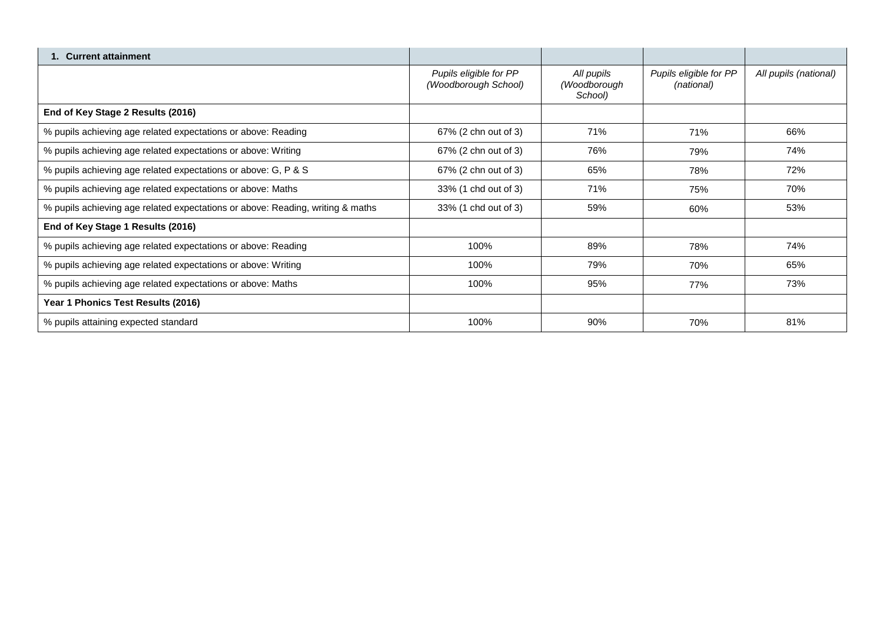| 1. Current attainment | | | | |
|---|---|---|---|---|
| | *Pupils eligible for PP (Woodborough School)* | *All pupils (Woodborough School)* | *Pupils eligible for PP (national)* | *All pupils (national)* |
| **End of Key Stage 2 Results (2016)** | | | | |
| % pupils achieving age related expectations or above: Reading | 67% (2 chn out of 3) | 71% | 71% | 66% |
| % pupils achieving age related expectations or above: Writing | 67% (2 chn out of 3) | 76% | 79% | 74% |
| % pupils achieving age related expectations or above: G, P & S | 67% (2 chn out of 3) | 65% | 78% | 72% |
| % pupils achieving age related expectations or above: Maths | 33% (1 chd out of 3) | 71% | 75% | 70% |
| % pupils achieving age related expectations or above: Reading, writing & maths | 33% (1 chd out of 3) | 59% | 60% | 53% |
| **End of Key Stage 1 Results (2016)** | | | | |
| % pupils achieving age related expectations or above: Reading | 100% | 89% | 78% | 74% |
| % pupils achieving age related expectations or above: Writing | 100% | 79% | 70% | 65% |
| % pupils achieving age related expectations or above: Maths | 100% | 95% | 77% | 73% |
| **Year 1 Phonics Test Results (2016)** | | | | |
| % pupils attaining expected standard | 100% | 90% | 70% | 81% |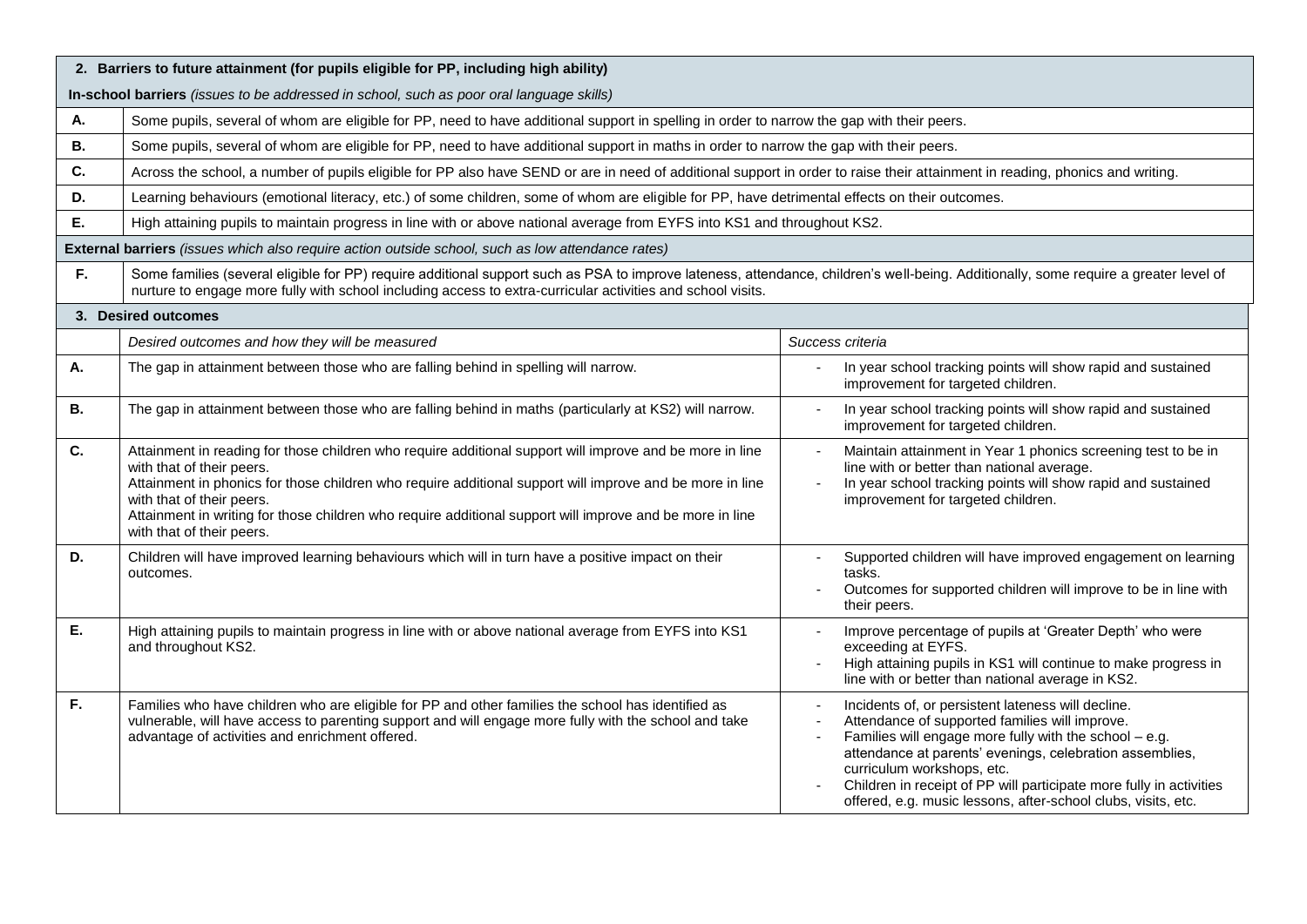## 2. Barriers to future attainment (for pupils eligible for PP, including high ability)

**In-school barriers** *(issues to be addressed in school, such as poor oral language skills)*

| | |
|---|---|
| **A.** | Some pupils, several of whom are eligible for PP, need to have additional support in spelling in order to narrow the gap with their peers. |
| **B.** | Some pupils, several of whom are eligible for PP, need to have additional support in maths in order to narrow the gap with their peers. |
| **C.** | Across the school, a number of pupils eligible for PP also have SEND or are in need of additional support in order to raise their attainment in reading, phonics and writing. |
| **D.** | Learning behaviours (emotional literacy, etc.) of some children, some of whom are eligible for PP, have detrimental effects on their outcomes. |
| **E.** | High attaining pupils to maintain progress in line with or above national average from EYFS into KS1 and throughout KS2. |

**External barriers** *(issues which also require action outside school, such as low attendance rates)*

| | |
|---|---|
| **F.** | Some families (several eligible for PP) require additional support such as PSA to improve lateness, attendance, children's well-being. Additionally, some require a greater level of nurture to engage more fully with school including access to extra-curricular activities and school visits. |

## 3. Desired outcomes

| | *Desired outcomes and how they will be measured* | *Success criteria* |
|---|---|---|
| **A.** | The gap in attainment between those who are falling behind in spelling will narrow. | - In year school tracking points will show rapid and sustained improvement for targeted children. |
| **B.** | The gap in attainment between those who are falling behind in maths (particularly at KS2) will narrow. | - In year school tracking points will show rapid and sustained improvement for targeted children. |
| **C.** | Attainment in reading for those children who require additional support will improve and be more in line with that of their peers.<br>Attainment in phonics for those children who require additional support will improve and be more in line with that of their peers.<br>Attainment in writing for those children who require additional support will improve and be more in line with that of their peers. | - Maintain attainment in Year 1 phonics screening test to be in line with or better than national average.<br>- In year school tracking points will show rapid and sustained improvement for targeted children. |
| **D.** | Children will have improved learning behaviours which will in turn have a positive impact on their outcomes. | - Supported children will have improved engagement on learning tasks.<br>- Outcomes for supported children will improve to be in line with their peers. |
| **E.** | High attaining pupils to maintain progress in line with or above national average from EYFS into KS1 and throughout KS2. | - Improve percentage of pupils at 'Greater Depth' who were exceeding at EYFS.<br>- High attaining pupils in KS1 will continue to make progress in line with or better than national average in KS2. |
| **F.** | Families who have children who are eligible for PP and other families the school has identified as vulnerable, will have access to parenting support and will engage more fully with the school and take advantage of activities and enrichment offered. | - Incidents of, or persistent lateness will decline.<br>- Attendance of supported families will improve.<br>- Families will engage more fully with the school – e.g. attendance at parents' evenings, celebration assemblies, curriculum workshops, etc.<br>- Children in receipt of PP will participate more fully in activities offered, e.g. music lessons, after-school clubs, visits, etc. |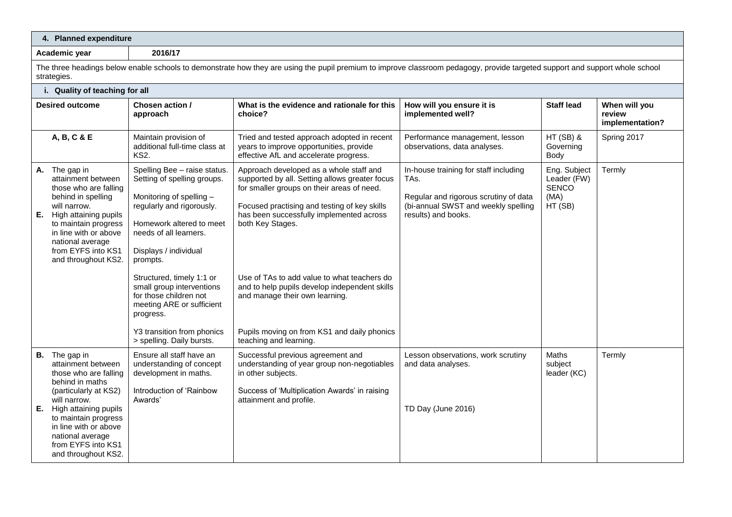## 4. Planned expenditure

| Academic year | 2016/17 |
|---|---|

The three headings below enable schools to demonstrate how they are using the pupil premium to improve classroom pedagogy, provide targeted support and support whole school strategies.

### i. Quality of teaching for all

| Desired outcome | Chosen action / approach | What is the evidence and rationale for this choice? | How will you ensure it is implemented well? | Staff lead | When will you review implementation? |
|---|---|---|---|---|---|
| **A, B, C & E** | Maintain provision of additional full-time class at KS2. | Tried and tested approach adopted in recent years to improve opportunities, provide effective AfL and accelerate progress. | Performance management, lesson observations, data analyses. | HT (SB) & Governing Body | Spring 2017 |
| **A.** The gap in attainment between those who are falling behind in spelling will narrow.<br>**E.** High attaining pupils to maintain progress in line with or above national average from EYFS into KS1 and throughout KS2. | Spelling Bee – raise status. Setting of spelling groups.<br><br>Monitoring of spelling – regularly and rigorously.<br><br>Homework altered to meet needs of all learners.<br><br>Displays / individual prompts.<br><br>Structured, timely 1:1 or small group interventions for those children not meeting ARE or sufficient progress.<br><br>Y3 transition from phonics > spelling. Daily bursts. | Approach developed as a whole staff and supported by all. Setting allows greater focus for smaller groups on their areas of need.<br><br>Focused practising and testing of key skills has been successfully implemented across both Key Stages.<br><br>Use of TAs to add value to what teachers do and to help pupils develop independent skills and manage their own learning.<br><br>Pupils moving on from KS1 and daily phonics teaching and learning. | In-house training for staff including TAs.<br><br>Regular and rigorous scrutiny of data (bi-annual SWST and weekly spelling results) and books. | Eng. Subject Leader (FW)<br>SENCO (MA)<br>HT (SB) | Termly |
| **B.** The gap in attainment between those who are falling behind in maths (particularly at KS2) will narrow.<br>**E.** High attaining pupils to maintain progress in line with or above national average from EYFS into KS1 and throughout KS2. | Ensure all staff have an understanding of concept development in maths.<br><br>Introduction of 'Rainbow Awards' | Successful previous agreement and understanding of year group non-negotiables in other subjects.<br><br>Success of 'Multiplication Awards' in raising attainment and profile. | Lesson observations, work scrutiny and data analyses.<br><br>TD Day (June 2016) | Maths subject leader (KC) | Termly |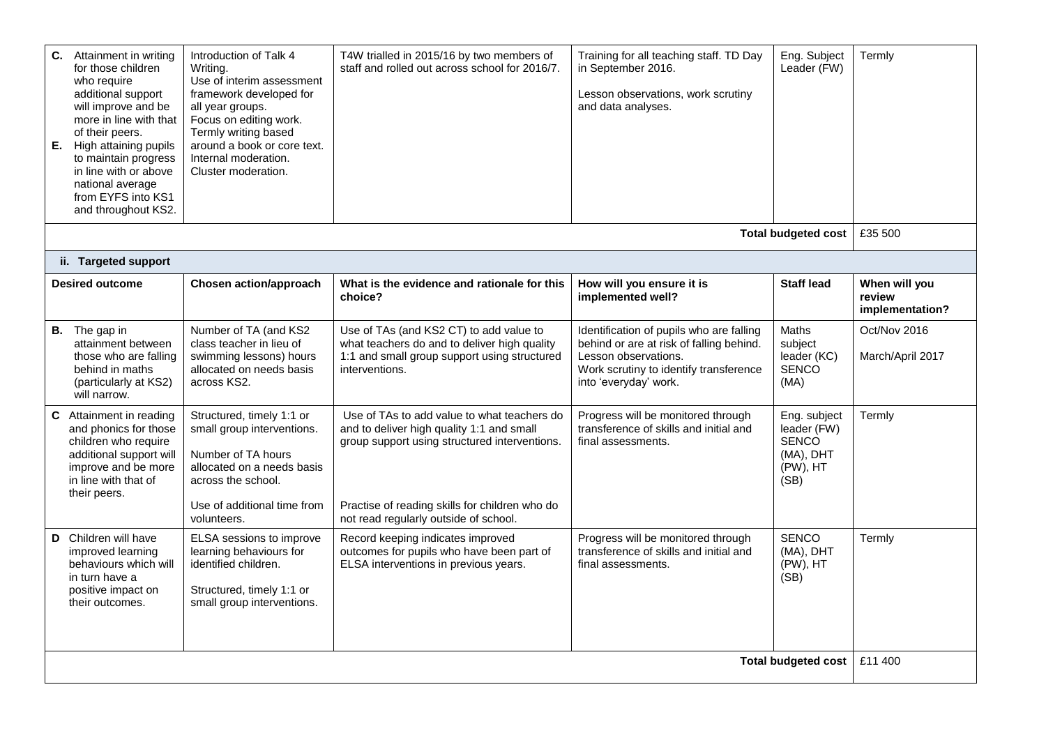| Desired outcome | Chosen action/approach | What is the evidence and rationale for this choice? | How will you ensure it is implemented well? | Staff lead | When will you review implementation? |
|---|---|---|---|---|---|
| **C.** Attainment in writing for those children who require additional support will improve and be more in line with that of their peers.<br>**E.** High attaining pupils to maintain progress in line with or above national average from EYFS into KS1 and throughout KS2. | Introduction of Talk 4 Writing.<br>Use of interim assessment framework developed for all year groups.<br>Focus on editing work.<br>Termly writing based around a book or core text.<br>Internal moderation.<br>Cluster moderation. | T4W trialled in 2015/16 by two members of staff and rolled out across school for 2016/7. | Training for all teaching staff. TD Day in September 2016.<br><br>Lesson observations, work scrutiny and data analyses. | Eng. Subject Leader (FW) | Termly |
| | | | | **Total budgeted cost** | £35 500 |

**ii. Targeted support**

| Desired outcome | Chosen action/approach | What is the evidence and rationale for this choice? | How will you ensure it is implemented well? | Staff lead | When will you review implementation? |
|---|---|---|---|---|---|
| **B.** The gap in attainment between those who are falling behind in maths (particularly at KS2) will narrow. | Number of TA (and KS2 class teacher in lieu of swimming lessons) hours allocated on needs basis across KS2. | Use of TAs (and KS2 CT) to add value to what teachers do and to deliver high quality 1:1 and small group support using structured interventions. | Identification of pupils who are falling behind or are at risk of falling behind.<br>Lesson observations.<br>Work scrutiny to identify transference into 'everyday' work. | Maths subject leader (KC)<br>SENCO (MA) | Oct/Nov 2016<br><br>March/April 2017 |
| **C** Attainment in reading and phonics for those children who require additional support will improve and be more in line with that of their peers. | Structured, timely 1:1 or small group interventions.<br><br>Number of TA hours allocated on a needs basis across the school.<br><br>Use of additional time from volunteers. | Use of TAs to add value to what teachers do and to deliver high quality 1:1 and small group support using structured interventions.<br><br>Practise of reading skills for children who do not read regularly outside of school. | Progress will be monitored through transference of skills and initial and final assessments. | Eng. subject leader (FW)<br>SENCO (MA), DHT (PW), HT (SB) | Termly |
| **D** Children will have improved learning behaviours which will in turn have a positive impact on their outcomes. | ELSA sessions to improve learning behaviours for identified children.<br><br>Structured, timely 1:1 or small group interventions. | Record keeping indicates improved outcomes for pupils who have been part of ELSA interventions in previous years. | Progress will be monitored through transference of skills and initial and final assessments. | SENCO (MA), DHT (PW), HT (SB) | Termly |
| | | | | **Total budgeted cost** | £11 400 |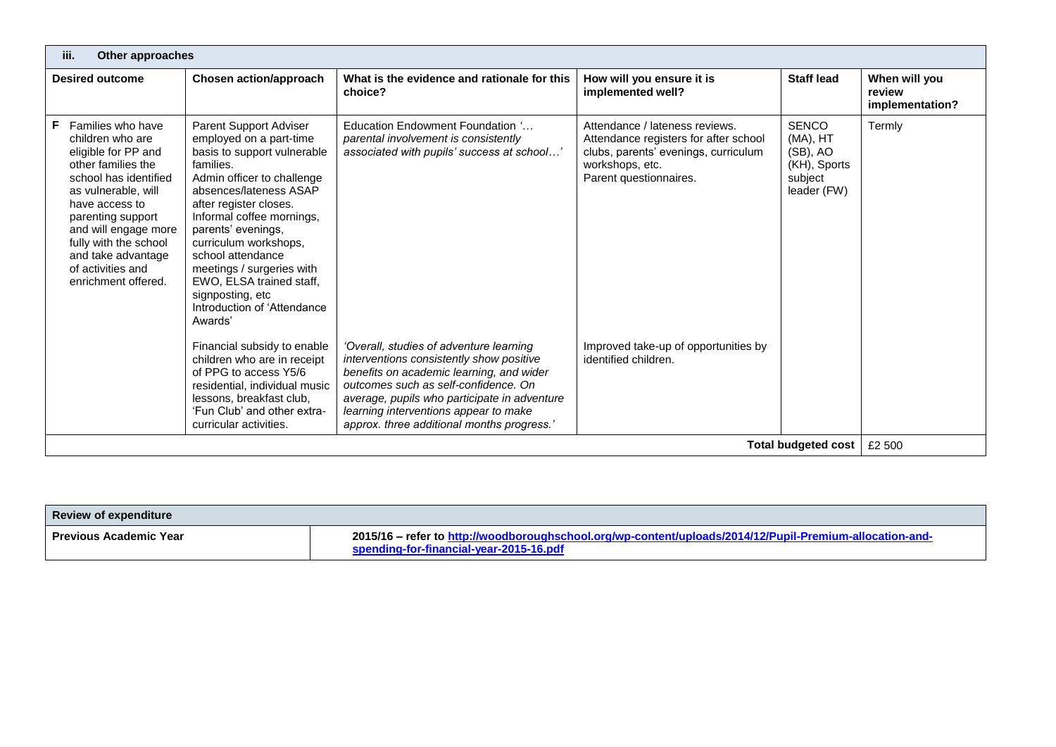| iii. Other approaches | | | | | |
|---|---|---|---|---|---|
| **Desired outcome** | **Chosen action/approach** | **What is the evidence and rationale for this choice?** | **How will you ensure it is implemented well?** | **Staff lead** | **When will you review implementation?** |
| **F** Families who have children who are eligible for PP and other families the school has identified as vulnerable, will have access to parenting support and will engage more fully with the school and take advantage of activities and enrichment offered. | Parent Support Adviser employed on a part-time basis to support vulnerable families. Admin officer to challenge absences/lateness ASAP after register closes. Informal coffee mornings, parents' evenings, curriculum workshops, school attendance meetings / surgeries with EWO, ELSA trained staff, signposting, etc Introduction of 'Attendance Awards' | Education Endowment Foundation '*… parental involvement is consistently associated with pupils' success at school…*' | Attendance / lateness reviews. Attendance registers for after school clubs, parents' evenings, curriculum workshops, etc. Parent questionnaires. | SENCO (MA), HT (SB), AO (KH), Sports subject leader (FW) | Termly |
| | Financial subsidy to enable children who are in receipt of PPG to access Y5/6 residential, individual music lessons, breakfast club, 'Fun Club' and other extra-curricular activities. | *'Overall, studies of adventure learning interventions consistently show positive benefits on academic learning, and wider outcomes such as self-confidence. On average, pupils who participate in adventure learning interventions appear to make approx. three additional months progress.'* | Improved take-up of opportunities by identified children. | | |
| | | | | **Total budgeted cost** | £2 500 |

| Review of expenditure | |
|---|---|
| **Previous Academic Year** | **2015/16 – refer to http://woodboroughschool.org/wp-content/uploads/2014/12/Pupil-Premium-allocation-and-spending-for-financial-year-2015-16.pdf** |